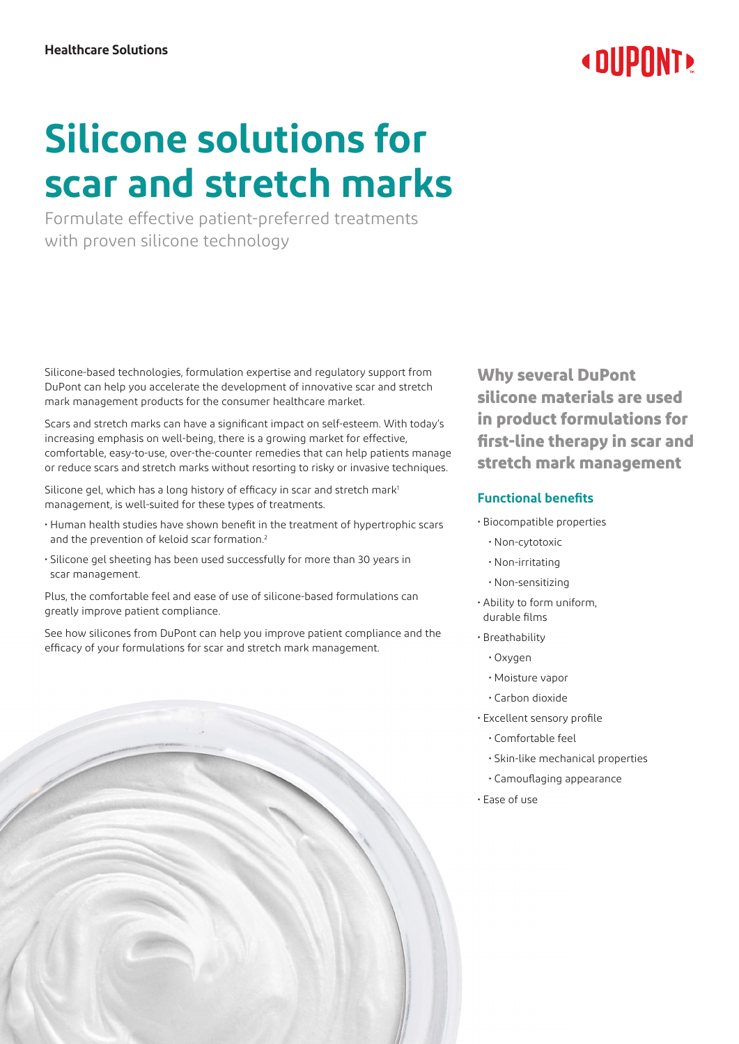**Healthcare Solutions**

# Silicone solutions for scar and stretch marks

Formulate effective patient-preferred treatments with proven silicone technology

Silicone-based technologies, formulation expertise and regulatory support from DuPont can help you accelerate the development of innovative scar and stretch mark management products for the consumer healthcare market.

Scars and stretch marks can have a significant impact on self-esteem. With today's increasing emphasis on well-being, there is a growing market for effective, comfortable, easy-to-use, over-the-counter remedies that can help patients manage or reduce scars and stretch marks without resorting to risky or invasive techniques.

Silicone gel, which has a long history of efficacy in scar and stretch mark[1] management, is well-suited for these types of treatments.

- Human health studies have shown benefit in the treatment of hypertrophic scars and the prevention of keloid scar formation.[2]
- Silicone gel sheeting has been used successfully for more than 30 years in scar management.

Plus, the comfortable feel and ease of use of silicone-based formulations can greatly improve patient compliance.

See how silicones from DuPont can help you improve patient compliance and the efficacy of your formulations for scar and stretch mark management.

## Why several DuPont silicone materials are used in product formulations for first-line therapy in scar and stretch mark management

### Functional benefits

- Biocompatible properties
  - Non-cytotoxic
  - Non-irritating
  - Non-sensitizing
- Ability to form uniform, durable films
- Breathability
  - Oxygen
  - Moisture vapor
  - Carbon dioxide
- Excellent sensory profile
  - Comfortable feel
  - Skin-like mechanical properties
  - Camouflaging appearance
- Ease of use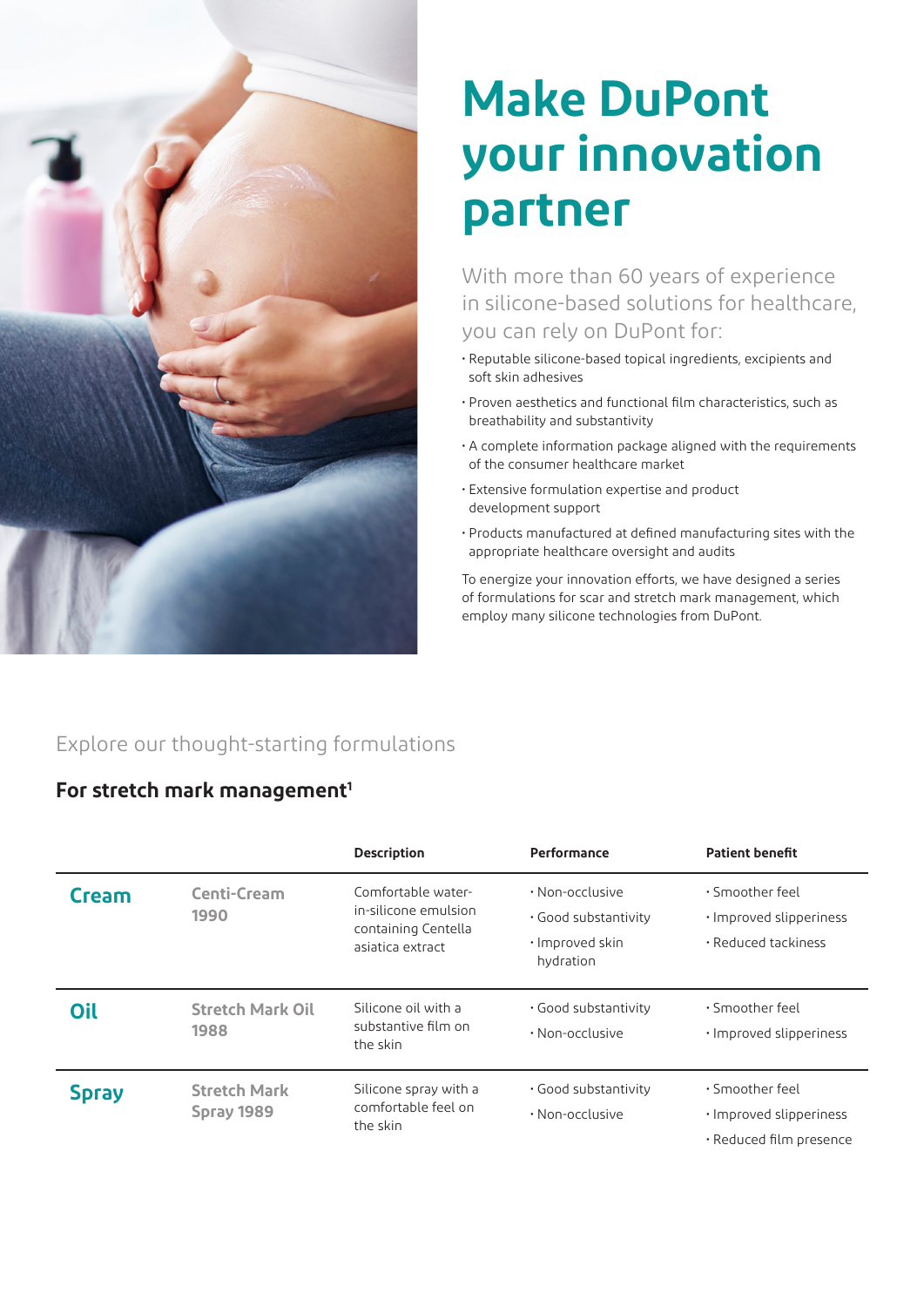# Make DuPont your innovation partner

With more than 60 years of experience in silicone-based solutions for healthcare, you can rely on DuPont for:

- Reputable silicone-based topical ingredients, excipients and soft skin adhesives
- Proven aesthetics and functional film characteristics, such as breathability and substantivity
- A complete information package aligned with the requirements of the consumer healthcare market
- Extensive formulation expertise and product development support
- Products manufactured at defined manufacturing sites with the appropriate healthcare oversight and audits

To energize your innovation efforts, we have designed a series of formulations for scar and stretch mark management, which employ many silicone technologies from DuPont.

Explore our thought-starting formulations

## For stretch mark management[1]

| | | Description | Performance | Patient benefit |
|---|---|---|---|---|
| **Cream** | **Centi-Cream 1990** | Comfortable water-in-silicone emulsion containing Centella asiatica extract | • Non-occlusive<br>• Good substantivity<br>• Improved skin hydration | • Smoother feel<br>• Improved slipperiness<br>• Reduced tackiness |
| **Oil** | **Stretch Mark Oil 1988** | Silicone oil with a substantive film on the skin | • Good substantivity<br>• Non-occlusive | • Smoother feel<br>• Improved slipperiness |
| **Spray** | **Stretch Mark Spray 1989** | Silicone spray with a comfortable feel on the skin | • Good substantivity<br>• Non-occlusive | • Smoother feel<br>• Improved slipperiness<br>• Reduced film presence |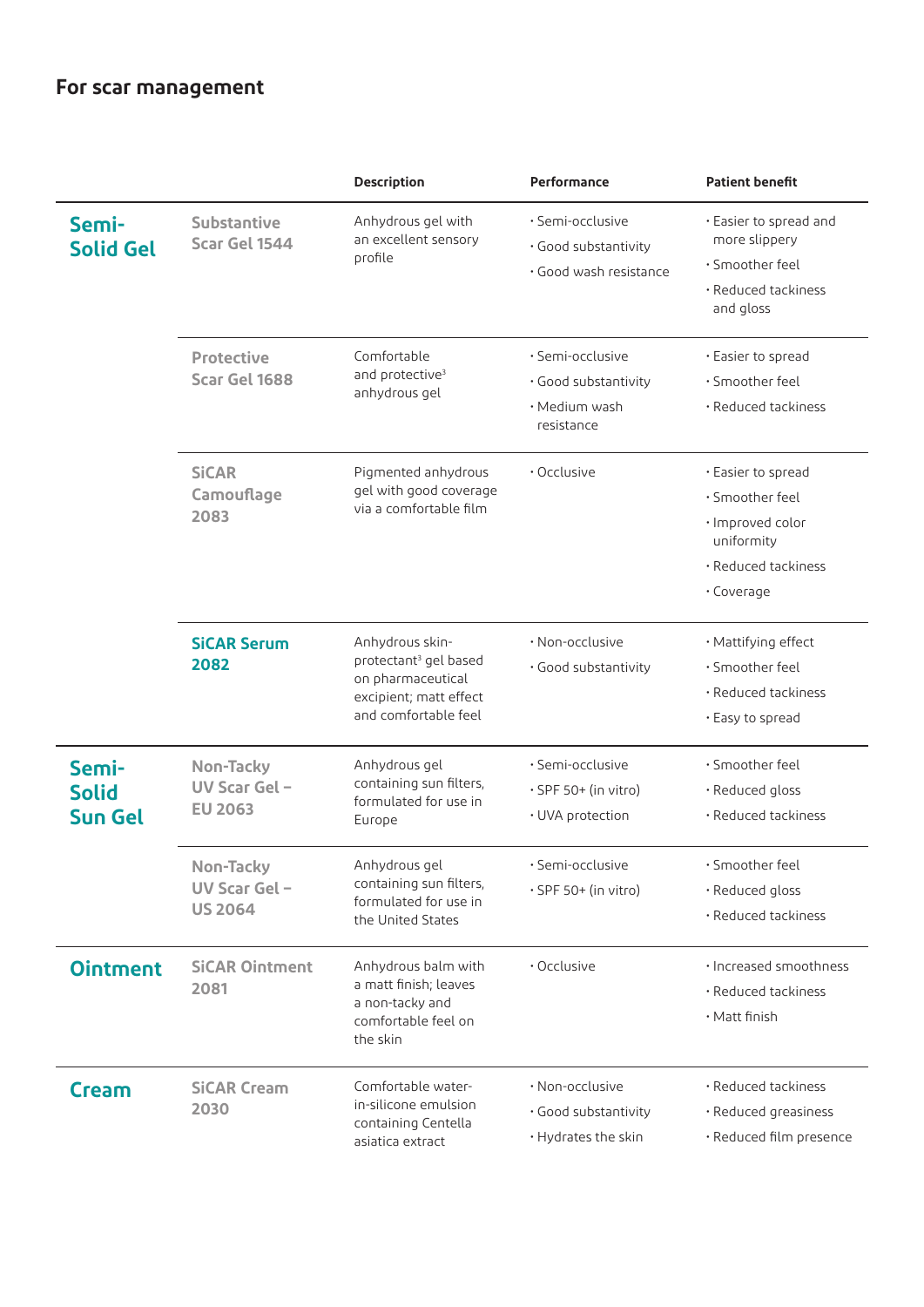## For scar management

| | | Description | Performance | Patient benefit |
|---|---|---|---|---|
| **Semi-Solid Gel** | **Substantive Scar Gel 1544** | Anhydrous gel with an excellent sensory profile | • Semi-occlusive<br>• Good substantivity<br>• Good wash resistance | • Easier to spread and more slippery<br>• Smoother feel<br>• Reduced tackiness and gloss |
| | **Protective Scar Gel 1688** | Comfortable and protective[3] anhydrous gel | • Semi-occlusive<br>• Good substantivity<br>• Medium wash resistance | • Easier to spread<br>• Smoother feel<br>• Reduced tackiness |
| | **SiCAR Camouflage 2083** | Pigmented anhydrous gel with good coverage via a comfortable film | • Occlusive | • Easier to spread<br>• Smoother feel<br>• Improved color uniformity<br>• Reduced tackiness<br>• Coverage |
| | **SiCAR Serum 2082** | Anhydrous skin-protectant[3] gel based on pharmaceutical excipient; matt effect and comfortable feel | • Non-occlusive<br>• Good substantivity | • Mattifying effect<br>• Smoother feel<br>• Reduced tackiness<br>• Easy to spread |
| **Semi-Solid Sun Gel** | **Non-Tacky UV Scar Gel – EU 2063** | Anhydrous gel containing sun filters, formulated for use in Europe | • Semi-occlusive<br>• SPF 50+ (in vitro)<br>• UVA protection | • Smoother feel<br>• Reduced gloss<br>• Reduced tackiness |
| | **Non-Tacky UV Scar Gel – US 2064** | Anhydrous gel containing sun filters, formulated for use in the United States | • Semi-occlusive<br>• SPF 50+ (in vitro) | • Smoother feel<br>• Reduced gloss<br>• Reduced tackiness |
| **Ointment** | **SiCAR Ointment 2081** | Anhydrous balm with a matt finish; leaves a non-tacky and comfortable feel on the skin | • Occlusive | • Increased smoothness<br>• Reduced tackiness<br>• Matt finish |
| **Cream** | **SiCAR Cream 2030** | Comfortable water-in-silicone emulsion containing Centella asiatica extract | • Non-occlusive<br>• Good substantivity<br>• Hydrates the skin | • Reduced tackiness<br>• Reduced greasiness<br>• Reduced film presence |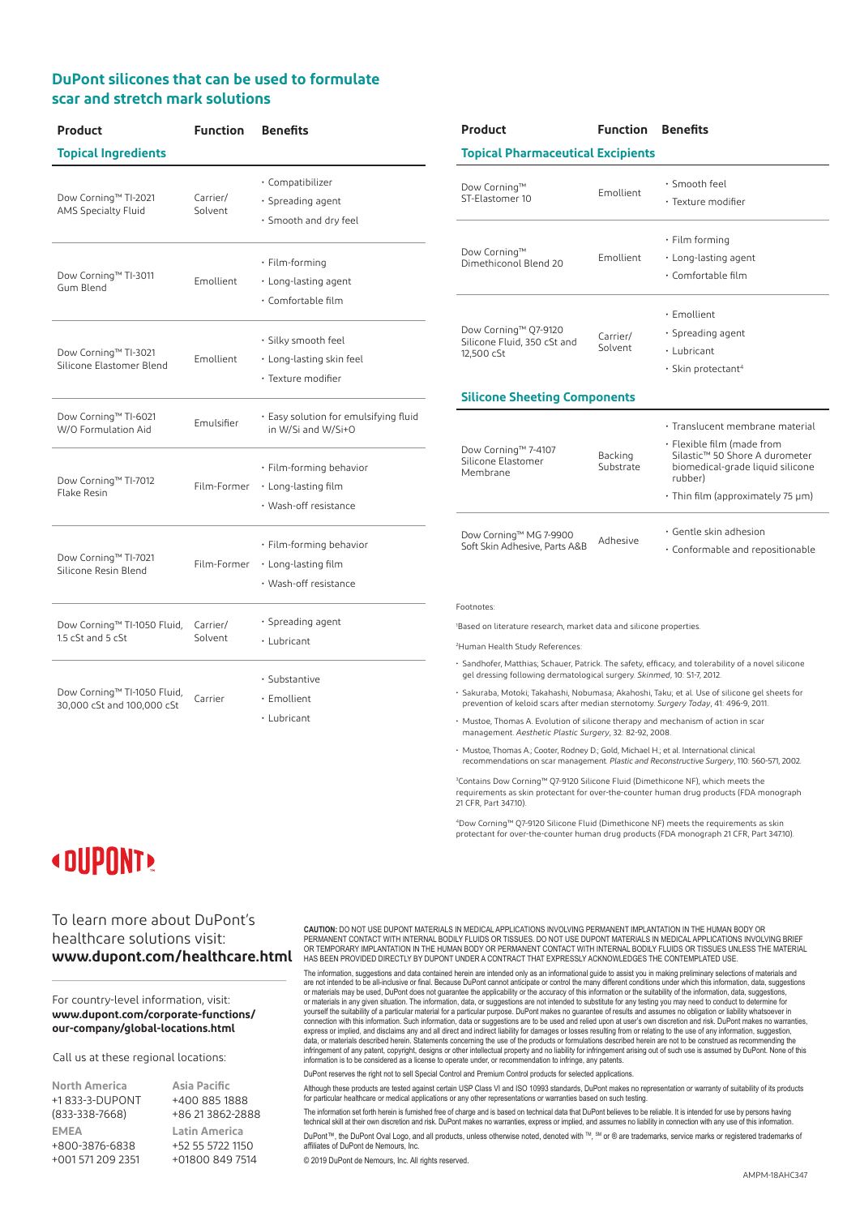## DuPont silicones that can be used to formulate scar and stretch mark solutions

| Product | Function | Benefits |
|---|---|---|
| **Topical Ingredients** | | |
| Dow Corning™ TI-2021 AMS Specialty Fluid | Carrier/ Solvent | • Compatibilizer<br>• Spreading agent<br>• Smooth and dry feel |
| Dow Corning™ TI-3011 Gum Blend | Emollient | • Film-forming<br>• Long-lasting agent<br>• Comfortable film |
| Dow Corning™ TI-3021 Silicone Elastomer Blend | Emollient | • Silky smooth feel<br>• Long-lasting skin feel<br>• Texture modifier |
| Dow Corning™ TI-6021 W/O Formulation Aid | Emulsifier | • Easy solution for emulsifying fluid in W/Si and W/Si+O |
| Dow Corning™ TI-7012 Flake Resin | Film-Former | • Film-forming behavior<br>• Long-lasting film<br>• Wash-off resistance |
| Dow Corning™ TI-7021 Silicone Resin Blend | Film-Former | • Film-forming behavior<br>• Long-lasting film<br>• Wash-off resistance |
| Dow Corning™ TI-1050 Fluid, 1.5 cSt and 5 cSt | Carrier/ Solvent | • Spreading agent<br>• Lubricant |
| Dow Corning™ TI-1050 Fluid, 30,000 cSt and 100,000 cSt | Carrier | • Substantive<br>• Emollient<br>• Lubricant |

| Product | Function | Benefits |
|---|---|---|
| **Topical Pharmaceutical Excipients** | | |
| Dow Corning™ ST-Elastomer 10 | Emollient | • Smooth feel<br>• Texture modifier |
| Dow Corning™ Dimethiconol Blend 20 | Emollient | • Film forming<br>• Long-lasting agent<br>• Comfortable film |
| Dow Corning™ Q7-9120 Silicone Fluid, 350 cSt and 12,500 cSt | Carrier/ Solvent | • Emollient<br>• Spreading agent<br>• Lubricant<br>• Skin protectant[4] |
| **Silicone Sheeting Components** | | |
| Dow Corning™ 7-4107 Silicone Elastomer Membrane | Backing Substrate | • Translucent membrane material<br>• Flexible film (made from Silastic™ 50 Shore A durometer biomedical-grade liquid silicone rubber)<br>• Thin film (approximately 75 μm) |
| Dow Corning™ MG 7-9900 Soft Skin Adhesive, Parts A&B | Adhesive | • Gentle skin adhesion<br>• Conformable and repositionable |

Footnotes:

[1]Based on literature research, market data and silicone properties.

[2]Human Health Study References:

- Sandhofer, Matthias; Schauer, Patrick. The safety, efficacy, and tolerability of a novel silicone gel dressing following dermatological surgery. *Skinmed*, 10: S1-7, 2012.
- Sakuraba, Motoki; Takahashi, Nobumasa; Akahoshi, Taku; et al. Use of silicone gel sheets for prevention of keloid scars after median sternotomy. *Surgery Today*, 41: 496-9, 2011.
- Mustoe, Thomas A. Evolution of silicone therapy and mechanism of action in scar management. *Aesthetic Plastic Surgery*, 32: 82-92, 2008.
- Mustoe, Thomas A.; Cooter, Rodney D.; Gold, Michael H.; et al. International clinical recommendations on scar management. *Plastic and Reconstructive Surgery*, 110: 560-571, 2002.

[3]Contains Dow Corning™ Q7-9120 Silicone Fluid (Dimethicone NF), which meets the requirements as skin protectant for over-the-counter human drug products (FDA monograph 21 CFR, Part 347.10).

[4]Dow Corning™ Q7-9120 Silicone Fluid (Dimethicone NF) meets the requirements as skin protectant for over-the-counter human drug products (FDA monograph 21 CFR, Part 347.10).

DUPONT

To learn more about DuPont's healthcare solutions visit:
**www.dupont.com/healthcare.html**

For country-level information, visit:
**www.dupont.com/corporate-functions/our-company/global-locations.html**

Call us at these regional locations:

**North America**
+1 833-3-DUPONT
(833-338-7668)

**EMEA**
+800-3876-6838
+001 571 209 2351

**Asia Pacific**
+400 885 1888
+86 21 3862-2888

**Latin America**
+52 55 5722 1150
+01800 849 7514

**CAUTION:** DO NOT USE DUPONT MATERIALS IN MEDICAL APPLICATIONS INVOLVING PERMANENT IMPLANTATION IN THE HUMAN BODY OR PERMANENT CONTACT WITH INTERNAL BODILY FLUIDS OR TISSUES. DO NOT USE DUPONT MATERIALS IN MEDICAL APPLICATIONS INVOLVING BRIEF OR TEMPORARY IMPLANTATION IN THE HUMAN BODY OR PERMANENT CONTACT WITH INTERNAL BODILY FLUIDS OR TISSUES UNLESS THE MATERIAL HAS BEEN PROVIDED DIRECTLY BY DUPONT UNDER A CONTRACT THAT EXPRESSLY ACKNOWLEDGES THE CONTEMPLATED USE.

The information, suggestions and data contained herein are intended only as an informational guide to assist you in making preliminary selections of materials and are not intended to be all-inclusive or final. Because DuPont cannot anticipate or control the many different conditions under which this information, data, suggestions or materials may be used, DuPont does not guarantee the applicability or the accuracy of this information or the suitability of the information, data, suggestions, or materials in any given situation. The information, data, or suggestions are not intended to substitute for any testing you may need to conduct to determine for yourself the suitability of a particular material for a particular purpose. DuPont makes no guarantee of results and assumes no obligation or liability whatsoever in connection with this information. Such information, data or suggestions are to be used and relied upon at user's own discretion and risk. DuPont makes no warranties, express or implied, and disclaims any and all direct and indirect liability for damages or losses resulting from or relating to the use of any information, suggestion, data, or materials described herein. Statements concerning the use of the products or formulations described herein are not to be construed as recommending the infringement of any patent, copyright, designs or other intellectual property and no liability for infringement arising out of such use is assumed by DuPont. None of this information is to be considered as a license to operate under, or recommendation to infringe, any patents.

DuPont reserves the right not to sell Special Control and Premium Control products for selected applications.

Although these products are tested against certain USP Class VI and ISO 10993 standards, DuPont makes no representation or warranty of suitability of its products for particular healthcare or medical applications or any other representations or warranties based on such testing.

The information set forth herein is furnished free of charge and is based on technical data that DuPont believes to be reliable. It is intended for use by persons having technical skill at their own discretion and risk. DuPont makes no warranties, express or implied, and assumes no liability in connection with any use of this information.

DuPont™, the DuPont Oval Logo, and all products, unless otherwise noted, denoted with ™, ℠ or ® are trademarks, service marks or registered trademarks of affiliates of DuPont de Nemours, Inc.

© 2019 DuPont de Nemours, Inc. All rights reserved.

AMPM-18AHC347